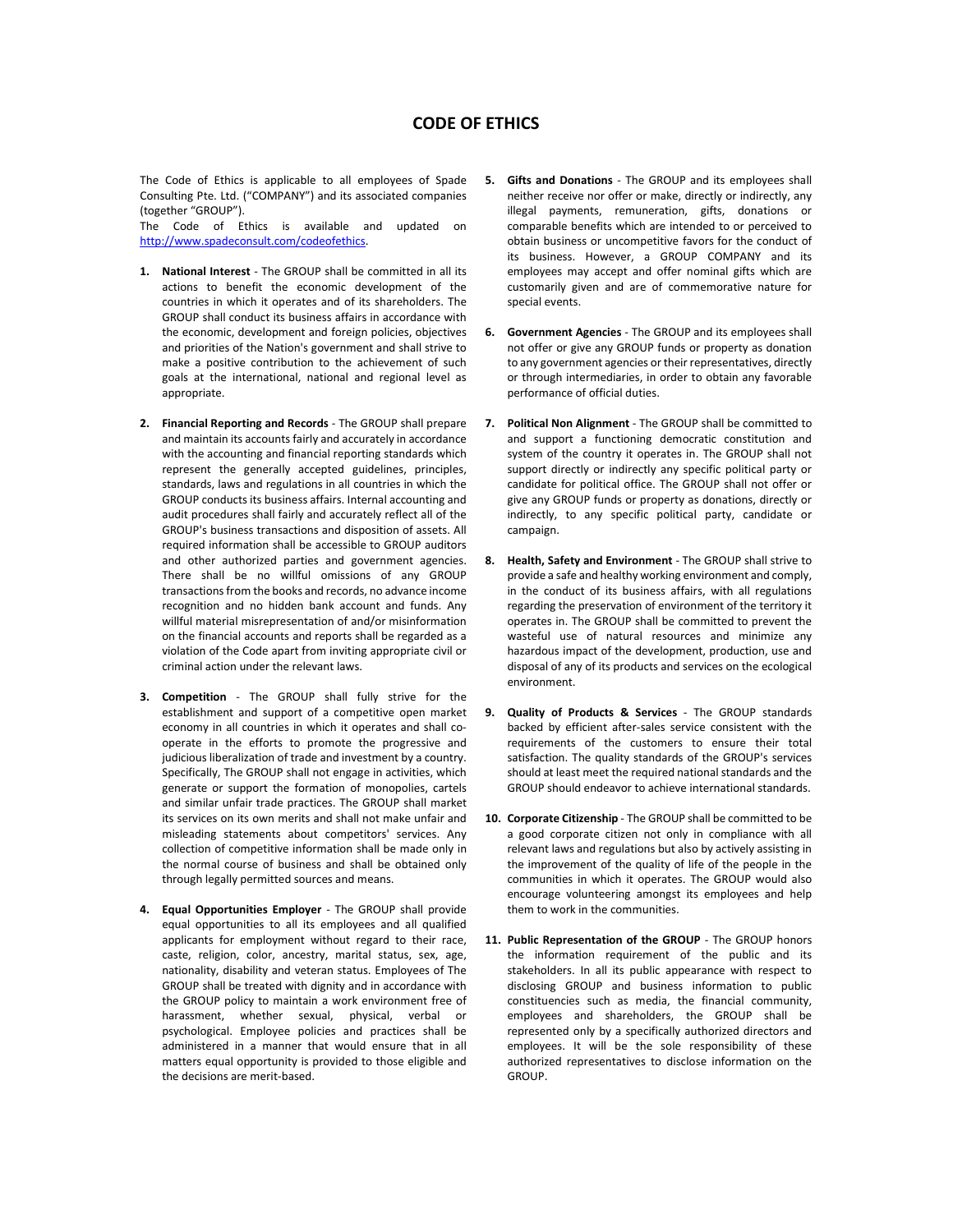# CODE OF ETHICS

The Code of Ethics is applicable to all employees of Spade Consulting Pte. Ltd. ("COMPANY") and its associated companies (together "GROUP").

The Code of Ethics is available and updated on http://www.spadeconsult.com/codeofethics.

1. **National Interest** - The GROUP shall be committed in all its actions to benefit the economic development of the countries in which it operates and of its shareholders. The GROUP shall conduct its business affairs in accordance with the economic, development and foreign policies, objectives and priorities of the Nation's government and shall strive to make a positive contribution to the achievement of such goals at the international, national and regional level as appropriate.

2. **Financial Reporting and Records** - The GROUP shall prepare and maintain its accounts fairly and accurately in accordance with the accounting and financial reporting standards which represent the generally accepted guidelines, principles, standards, laws and regulations in all countries in which the GROUP conducts its business affairs. Internal accounting and audit procedures shall fairly and accurately reflect all of the GROUP's business transactions and disposition of assets. All required information shall be accessible to GROUP auditors and other authorized parties and government agencies. There shall be no willful omissions of any GROUP transactions from the books and records, no advance income recognition and no hidden bank account and funds. Any willful material misrepresentation of and/or misinformation on the financial accounts and reports shall be regarded as a violation of the Code apart from inviting appropriate civil or criminal action under the relevant laws.

3. **Competition** - The GROUP shall fully strive for the establishment and support of a competitive open market economy in all countries in which it operates and shall co-operate in the efforts to promote the progressive and judicious liberalization of trade and investment by a country. Specifically, The GROUP shall not engage in activities, which generate or support the formation of monopolies, cartels and similar unfair trade practices. The GROUP shall market its services on its own merits and shall not make unfair and misleading statements about competitors' services. Any collection of competitive information shall be made only in the normal course of business and shall be obtained only through legally permitted sources and means.

4. **Equal Opportunities Employer** - The GROUP shall provide equal opportunities to all its employees and all qualified applicants for employment without regard to their race, caste, religion, color, ancestry, marital status, sex, age, nationality, disability and veteran status. Employees of The GROUP shall be treated with dignity and in accordance with the GROUP policy to maintain a work environment free of harassment, whether sexual, physical, verbal or psychological. Employee policies and practices shall be administered in a manner that would ensure that in all matters equal opportunity is provided to those eligible and the decisions are merit-based.

5. **Gifts and Donations** - The GROUP and its employees shall neither receive nor offer or make, directly or indirectly, any illegal payments, remuneration, gifts, donations or comparable benefits which are intended to or perceived to obtain business or uncompetitive favors for the conduct of its business. However, a GROUP COMPANY and its employees may accept and offer nominal gifts which are customarily given and are of commemorative nature for special events.

6. **Government Agencies** - The GROUP and its employees shall not offer or give any GROUP funds or property as donation to any government agencies or their representatives, directly or through intermediaries, in order to obtain any favorable performance of official duties.

7. **Political Non Alignment** - The GROUP shall be committed to and support a functioning democratic constitution and system of the country it operates in. The GROUP shall not support directly or indirectly any specific political party or candidate for political office. The GROUP shall not offer or give any GROUP funds or property as donations, directly or indirectly, to any specific political party, candidate or campaign.

8. **Health, Safety and Environment** - The GROUP shall strive to provide a safe and healthy working environment and comply, in the conduct of its business affairs, with all regulations regarding the preservation of environment of the territory it operates in. The GROUP shall be committed to prevent the wasteful use of natural resources and minimize any hazardous impact of the development, production, use and disposal of any of its products and services on the ecological environment.

9. **Quality of Products & Services** - The GROUP standards backed by efficient after-sales service consistent with the requirements of the customers to ensure their total satisfaction. The quality standards of the GROUP's services should at least meet the required national standards and the GROUP should endeavor to achieve international standards.

10. **Corporate Citizenship** - The GROUP shall be committed to be a good corporate citizen not only in compliance with all relevant laws and regulations but also by actively assisting in the improvement of the quality of life of the people in the communities in which it operates. The GROUP would also encourage volunteering amongst its employees and help them to work in the communities.

11. **Public Representation of the GROUP** - The GROUP honors the information requirement of the public and its stakeholders. In all its public appearance with respect to disclosing GROUP and business information to public constituencies such as media, the financial community, employees and shareholders, the GROUP shall be represented only by a specifically authorized directors and employees. It will be the sole responsibility of these authorized representatives to disclose information on the GROUP.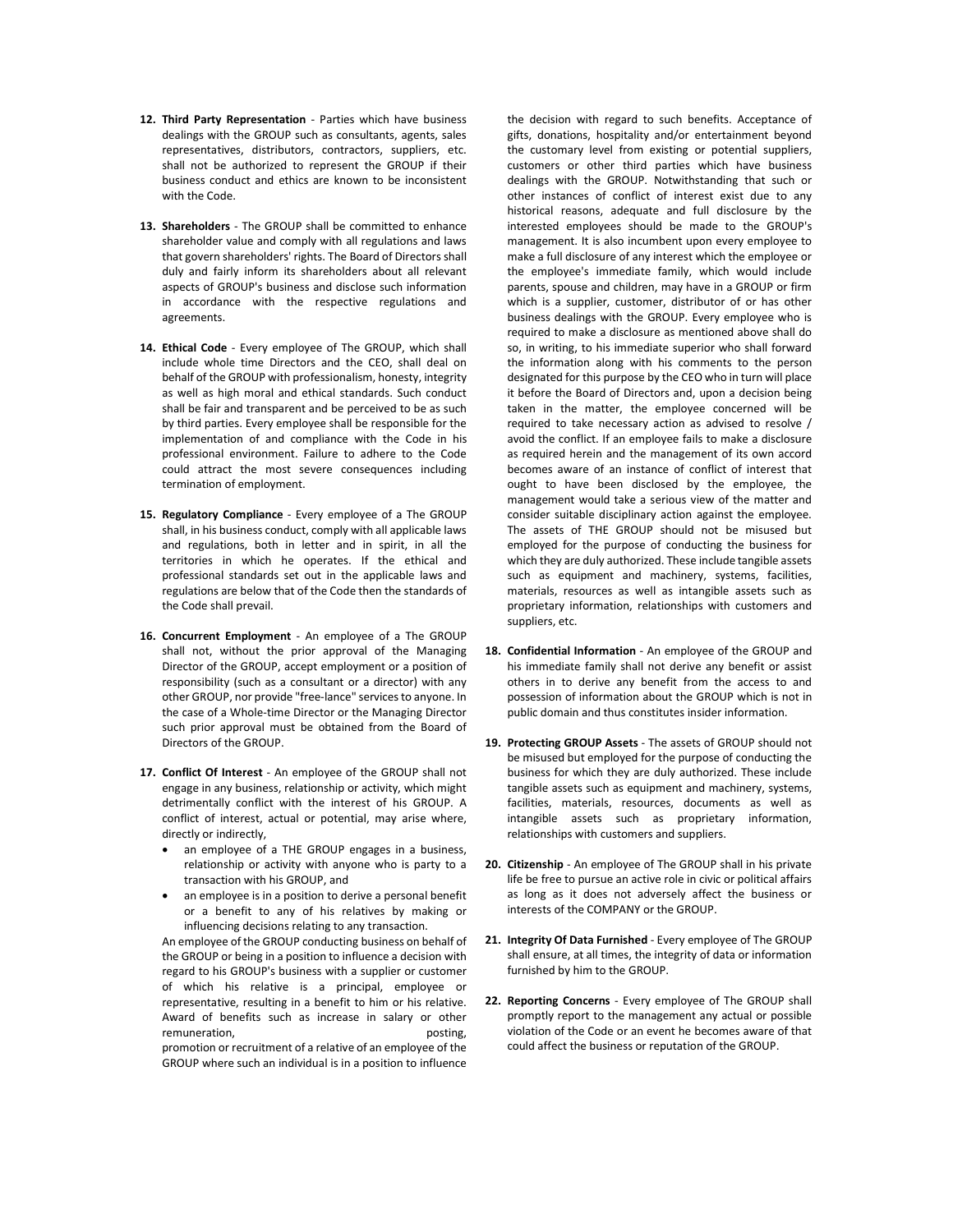12. **Third Party Representation** - Parties which have business dealings with the GROUP such as consultants, agents, sales representatives, distributors, contractors, suppliers, etc. shall not be authorized to represent the GROUP if their business conduct and ethics are known to be inconsistent with the Code.

13. **Shareholders** - The GROUP shall be committed to enhance shareholder value and comply with all regulations and laws that govern shareholders' rights. The Board of Directors shall duly and fairly inform its shareholders about all relevant aspects of GROUP's business and disclose such information in accordance with the respective regulations and agreements.

14. **Ethical Code** - Every employee of The GROUP, which shall include whole time Directors and the CEO, shall deal on behalf of the GROUP with professionalism, honesty, integrity as well as high moral and ethical standards. Such conduct shall be fair and transparent and be perceived to be as such by third parties. Every employee shall be responsible for the implementation of and compliance with the Code in his professional environment. Failure to adhere to the Code could attract the most severe consequences including termination of employment.

15. **Regulatory Compliance** - Every employee of a The GROUP shall, in his business conduct, comply with all applicable laws and regulations, both in letter and in spirit, in all the territories in which he operates. If the ethical and professional standards set out in the applicable laws and regulations are below that of the Code then the standards of the Code shall prevail.

16. **Concurrent Employment** - An employee of a The GROUP shall not, without the prior approval of the Managing Director of the GROUP, accept employment or a position of responsibility (such as a consultant or a director) with any other GROUP, nor provide "free-lance" services to anyone. In the case of a Whole-time Director or the Managing Director such prior approval must be obtained from the Board of Directors of the GROUP.

17. **Conflict Of Interest** - An employee of the GROUP shall not engage in any business, relationship or activity, which might detrimentally conflict with the interest of his GROUP. A conflict of interest, actual or potential, may arise where, directly or indirectly,
    - an employee of a THE GROUP engages in a business, relationship or activity with anyone who is party to a transaction with his GROUP, and
    - an employee is in a position to derive a personal benefit or a benefit to any of his relatives by making or influencing decisions relating to any transaction.

    An employee of the GROUP conducting business on behalf of the GROUP or being in a position to influence a decision with regard to his GROUP's business with a supplier or customer of which his relative is a principal, employee or representative, resulting in a benefit to him or his relative. Award of benefits such as increase in salary or other remuneration, posting, promotion or recruitment of a relative of an employee of the GROUP where such an individual is in a position to influence the decision with regard to such benefits. Acceptance of gifts, donations, hospitality and/or entertainment beyond the customary level from existing or potential suppliers, customers or other third parties which have business dealings with the GROUP. Notwithstanding that such or other instances of conflict of interest exist due to any historical reasons, adequate and full disclosure by the interested employees should be made to the GROUP's management. It is also incumbent upon every employee to make a full disclosure of any interest which the employee or the employee's immediate family, which would include parents, spouse and children, may have in a GROUP or firm which is a supplier, customer, distributor of or has other business dealings with the GROUP. Every employee who is required to make a disclosure as mentioned above shall do so, in writing, to his immediate superior who shall forward the information along with his comments to the person designated for this purpose by the CEO who in turn will place it before the Board of Directors and, upon a decision being taken in the matter, the employee concerned will be required to take necessary action as advised to resolve / avoid the conflict. If an employee fails to make a disclosure as required herein and the management of its own accord becomes aware of an instance of conflict of interest that ought to have been disclosed by the employee, the management would take a serious view of the matter and consider suitable disciplinary action against the employee. The assets of THE GROUP should not be misused but employed for the purpose of conducting the business for which they are duly authorized. These include tangible assets such as equipment and machinery, systems, facilities, materials, resources as well as intangible assets such as proprietary information, relationships with customers and suppliers, etc.

18. **Confidential Information** - An employee of the GROUP and his immediate family shall not derive any benefit or assist others in to derive any benefit from the access to and possession of information about the GROUP which is not in public domain and thus constitutes insider information.

19. **Protecting GROUP Assets** - The assets of GROUP should not be misused but employed for the purpose of conducting the business for which they are duly authorized. These include tangible assets such as equipment and machinery, systems, facilities, materials, resources, documents as well as intangible assets such as proprietary information, relationships with customers and suppliers.

20. **Citizenship** - An employee of The GROUP shall in his private life be free to pursue an active role in civic or political affairs as long as it does not adversely affect the business or interests of the COMPANY or the GROUP.

21. **Integrity Of Data Furnished** - Every employee of The GROUP shall ensure, at all times, the integrity of data or information furnished by him to the GROUP.

22. **Reporting Concerns** - Every employee of The GROUP shall promptly report to the management any actual or possible violation of the Code or an event he becomes aware of that could affect the business or reputation of the GROUP.